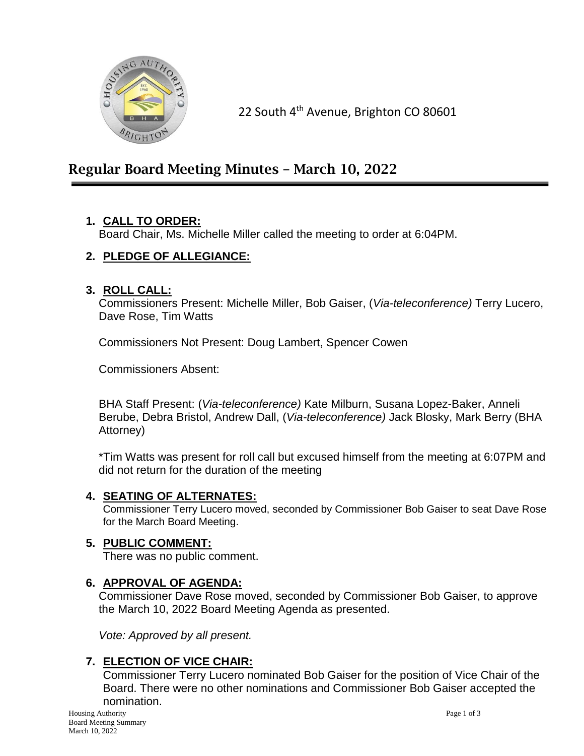22 South 4th Avenue, Brighton CO 80601

# Regular Board Meeting Minutes – March 10, 2022

1. **CALL TO ORDER:**
   Board Chair, Ms. Michelle Miller called the meeting to order at 6:04PM.

2. **PLEDGE OF ALLEGIANCE:**

3. **ROLL CALL:**
   Commissioners Present: Michelle Miller, Bob Gaiser, (*Via-teleconference)* Terry Lucero, Dave Rose, Tim Watts

   Commissioners Not Present: Doug Lambert, Spencer Cowen

   Commissioners Absent:

   BHA Staff Present: (*Via-teleconference)* Kate Milburn, Susana Lopez-Baker, Anneli Berube, Debra Bristol, Andrew Dall, (*Via-teleconference)* Jack Blosky, Mark Berry (BHA Attorney)

   *Tim Watts was present for roll call but excused himself from the meeting at 6:07PM and did not return for the duration of the meeting

4. **SEATING OF ALTERNATES:**
   Commissioner Terry Lucero moved, seconded by Commissioner Bob Gaiser to seat Dave Rose for the March Board Meeting.

5. **PUBLIC COMMENT:**
   There was no public comment.

6. **APPROVAL OF AGENDA:**
   Commissioner Dave Rose moved, seconded by Commissioner Bob Gaiser, to approve the March 10, 2022 Board Meeting Agenda as presented.

   *Vote: Approved by all present.*

7. **ELECTION OF VICE CHAIR:**
   Commissioner Terry Lucero nominated Bob Gaiser for the position of Vice Chair of the Board. There were no other nominations and Commissioner Bob Gaiser accepted the nomination.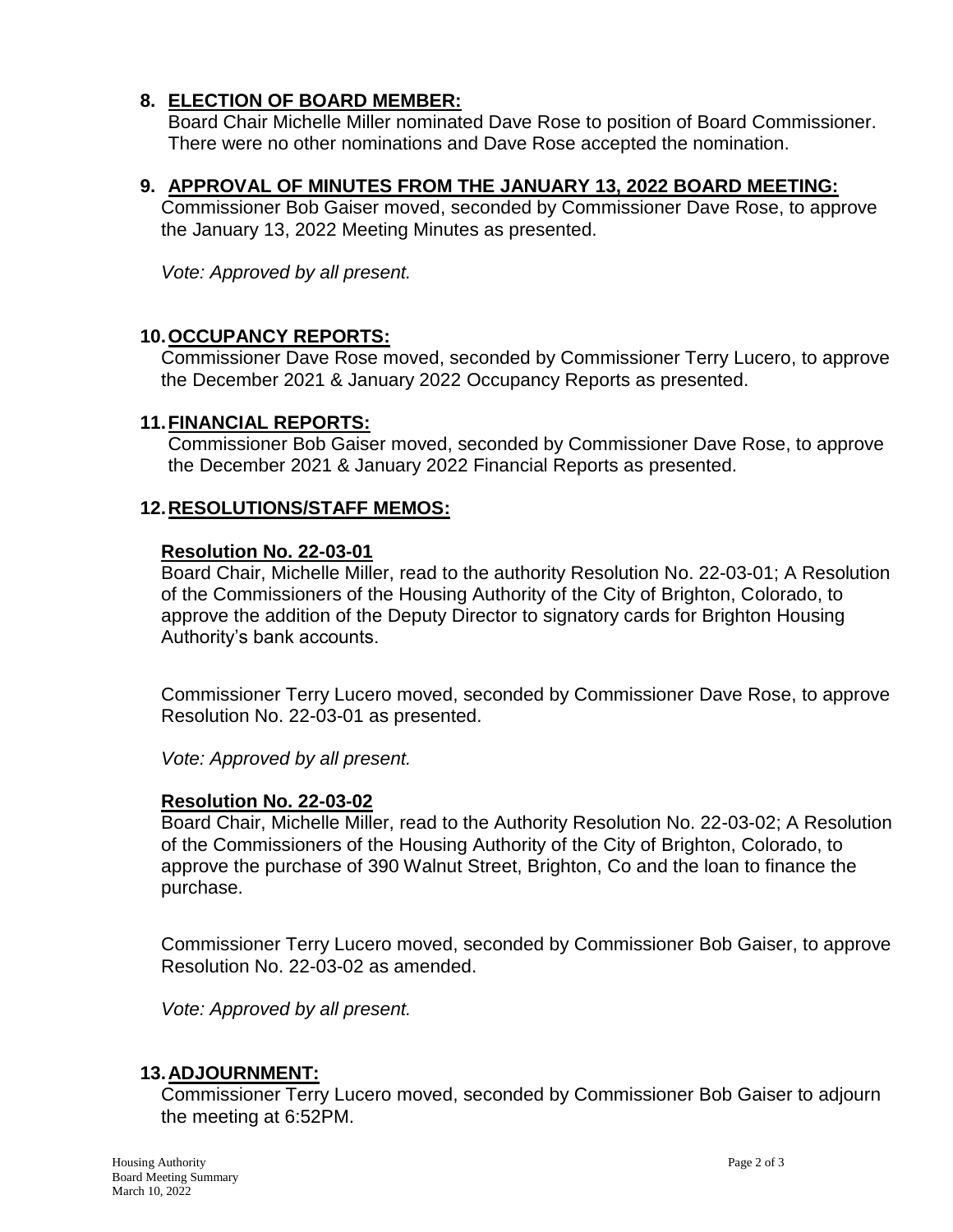## 8. ELECTION OF BOARD MEMBER:

Board Chair Michelle Miller nominated Dave Rose to position of Board Commissioner. There were no other nominations and Dave Rose accepted the nomination.

## 9. APPROVAL OF MINUTES FROM THE JANUARY 13, 2022 BOARD MEETING:

Commissioner Bob Gaiser moved, seconded by Commissioner Dave Rose, to approve the January 13, 2022 Meeting Minutes as presented.

*Vote: Approved by all present.*

## 10. OCCUPANCY REPORTS:

Commissioner Dave Rose moved, seconded by Commissioner Terry Lucero, to approve the December 2021 & January 2022 Occupancy Reports as presented.

## 11. FINANCIAL REPORTS:

Commissioner Bob Gaiser moved, seconded by Commissioner Dave Rose, to approve the December 2021 & January 2022 Financial Reports as presented.

## 12. RESOLUTIONS/STAFF MEMOS:

### Resolution No. 22-03-01

Board Chair, Michelle Miller, read to the authority Resolution No. 22-03-01; A Resolution of the Commissioners of the Housing Authority of the City of Brighton, Colorado, to approve the addition of the Deputy Director to signatory cards for Brighton Housing Authority's bank accounts.

Commissioner Terry Lucero moved, seconded by Commissioner Dave Rose, to approve Resolution No. 22-03-01 as presented.

*Vote: Approved by all present.*

### Resolution No. 22-03-02

Board Chair, Michelle Miller, read to the Authority Resolution No. 22-03-02; A Resolution of the Commissioners of the Housing Authority of the City of Brighton, Colorado, to approve the purchase of 390 Walnut Street, Brighton, Co and the loan to finance the purchase.

Commissioner Terry Lucero moved, seconded by Commissioner Bob Gaiser, to approve Resolution No. 22-03-02 as amended.

*Vote: Approved by all present.*

## 13. ADJOURNMENT:

Commissioner Terry Lucero moved, seconded by Commissioner Bob Gaiser to adjourn the meeting at 6:52PM.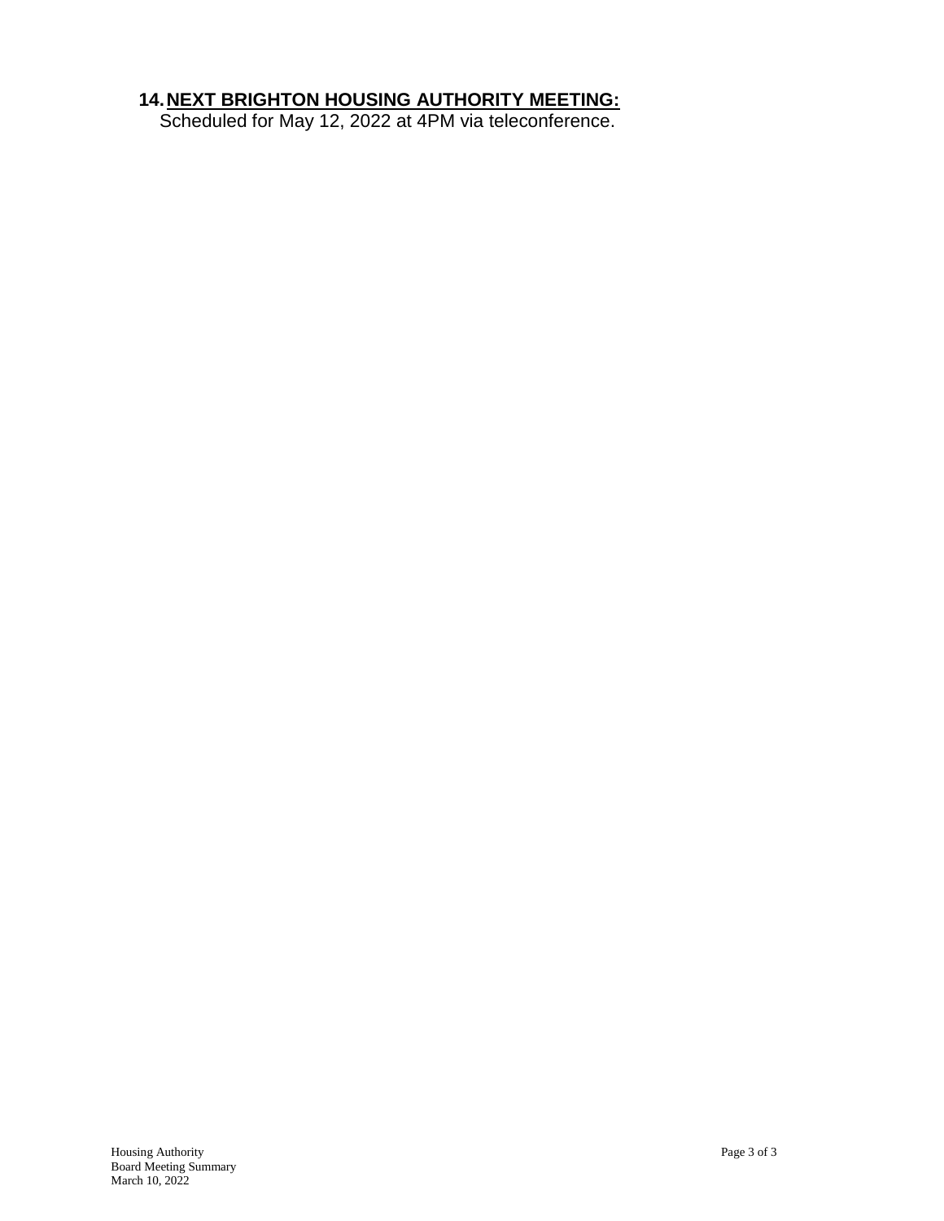**14. NEXT BRIGHTON HOUSING AUTHORITY MEETING:**

Scheduled for May 12, 2022 at 4PM via teleconference.